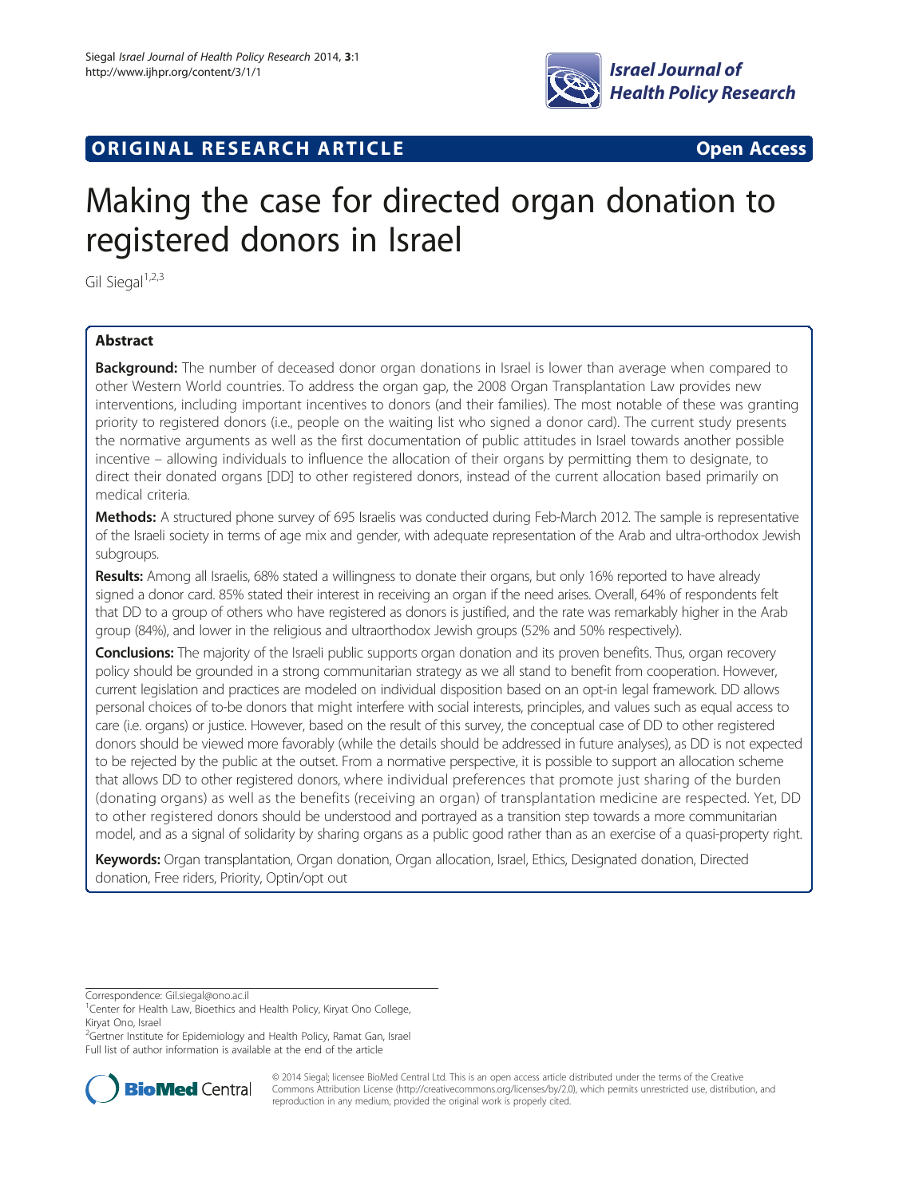ORIGINAL RESEARCH ARTICLE — Open Access

# Making the case for directed organ donation to registered donors in Israel

Gil Siegal[1,2,3]

## Abstract

**Background:** The number of deceased donor organ donations in Israel is lower than average when compared to other Western World countries. To address the organ gap, the 2008 Organ Transplantation Law provides new interventions, including important incentives to donors (and their families). The most notable of these was granting priority to registered donors (i.e., people on the waiting list who signed a donor card). The current study presents the normative arguments as well as the first documentation of public attitudes in Israel towards another possible incentive – allowing individuals to influence the allocation of their organs by permitting them to designate, to direct their donated organs [DD] to other registered donors, instead of the current allocation based primarily on medical criteria.

**Methods:** A structured phone survey of 695 Israelis was conducted during Feb-March 2012. The sample is representative of the Israeli society in terms of age mix and gender, with adequate representation of the Arab and ultra-orthodox Jewish subgroups.

**Results:** Among all Israelis, 68% stated a willingness to donate their organs, but only 16% reported to have already signed a donor card. 85% stated their interest in receiving an organ if the need arises. Overall, 64% of respondents felt that DD to a group of others who have registered as donors is justified, and the rate was remarkably higher in the Arab group (84%), and lower in the religious and ultraorthodox Jewish groups (52% and 50% respectively).

**Conclusions:** The majority of the Israeli public supports organ donation and its proven benefits. Thus, organ recovery policy should be grounded in a strong communitarian strategy as we all stand to benefit from cooperation. However, current legislation and practices are modeled on individual disposition based on an opt-in legal framework. DD allows personal choices of to-be donors that might interfere with social interests, principles, and values such as equal access to care (i.e. organs) or justice. However, based on the result of this survey, the conceptual case of DD to other registered donors should be viewed more favorably (while the details should be addressed in future analyses), as DD is not expected to be rejected by the public at the outset. From a normative perspective, it is possible to support an allocation scheme that allows DD to other registered donors, where individual preferences that promote just sharing of the burden (donating organs) as well as the benefits (receiving an organ) of transplantation medicine are respected. Yet, DD to other registered donors should be understood and portrayed as a transition step towards a more communitarian model, and as a signal of solidarity by sharing organs as a public good rather than as an exercise of a quasi-property right.

**Keywords:** Organ transplantation, Organ donation, Organ allocation, Israel, Ethics, Designated donation, Directed donation, Free riders, Priority, Optin/opt out

Correspondence: Gil.siegal@ono.ac.il

[1]Center for Health Law, Bioethics and Health Policy, Kiryat Ono College, Kiryat Ono, Israel

[2]Gertner Institute for Epidemiology and Health Policy, Ramat Gan, Israel

Full list of author information is available at the end of the article

© 2014 Siegal; licensee BioMed Central Ltd. This is an open access article distributed under the terms of the Creative Commons Attribution License (http://creativecommons.org/licenses/by/2.0), which permits unrestricted use, distribution, and reproduction in any medium, provided the original work is properly cited.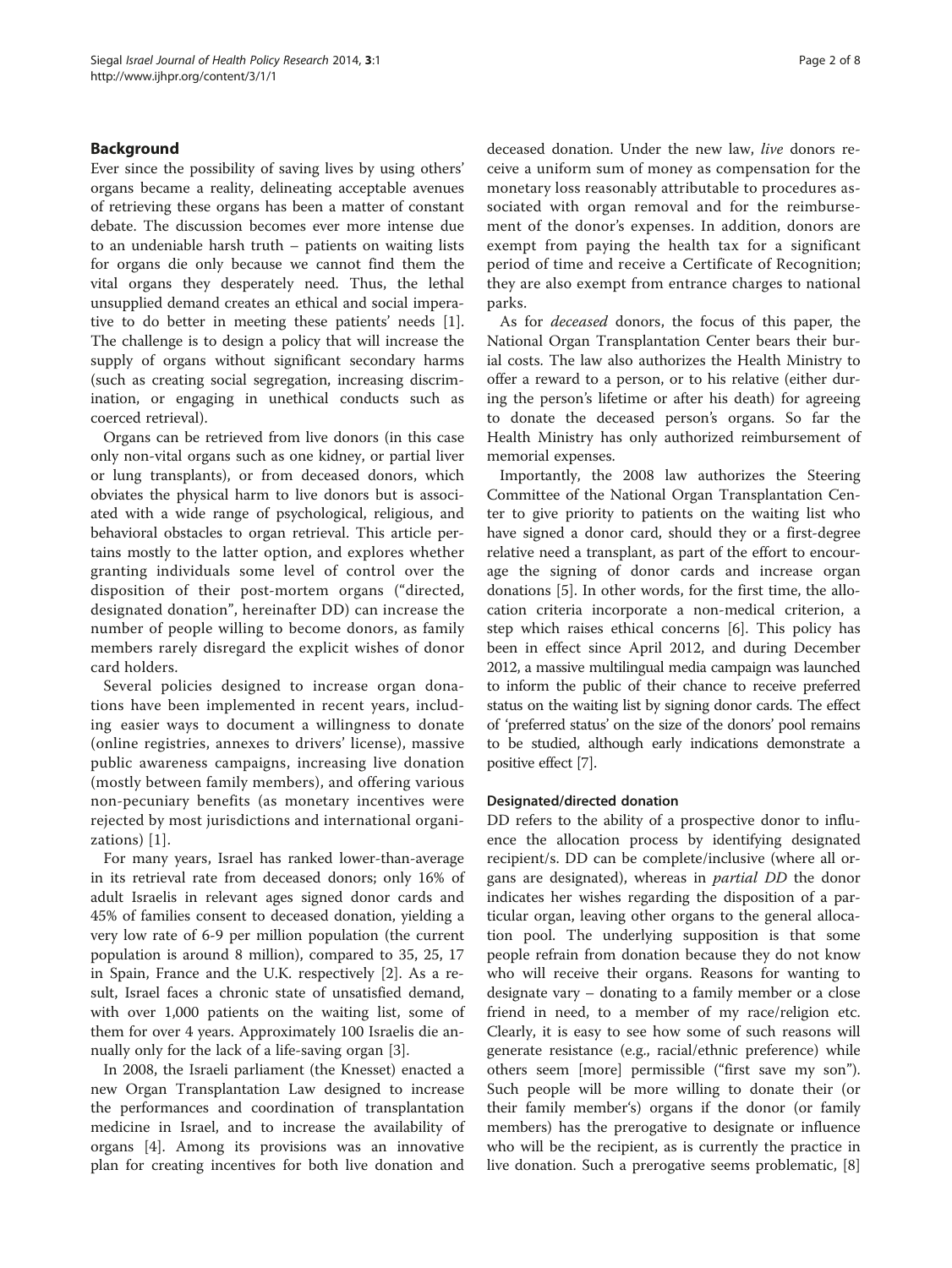## Background

Ever since the possibility of saving lives by using others' organs became a reality, delineating acceptable avenues of retrieving these organs has been a matter of constant debate. The discussion becomes ever more intense due to an undeniable harsh truth – patients on waiting lists for organs die only because we cannot find them the vital organs they desperately need. Thus, the lethal unsupplied demand creates an ethical and social imperative to do better in meeting these patients' needs [1]. The challenge is to design a policy that will increase the supply of organs without significant secondary harms (such as creating social segregation, increasing discrimination, or engaging in unethical conducts such as coerced retrieval).

Organs can be retrieved from live donors (in this case only non-vital organs such as one kidney, or partial liver or lung transplants), or from deceased donors, which obviates the physical harm to live donors but is associated with a wide range of psychological, religious, and behavioral obstacles to organ retrieval. This article pertains mostly to the latter option, and explores whether granting individuals some level of control over the disposition of their post-mortem organs ("directed, designated donation", hereinafter DD) can increase the number of people willing to become donors, as family members rarely disregard the explicit wishes of donor card holders.

Several policies designed to increase organ donations have been implemented in recent years, including easier ways to document a willingness to donate (online registries, annexes to drivers' license), massive public awareness campaigns, increasing live donation (mostly between family members), and offering various non-pecuniary benefits (as monetary incentives were rejected by most jurisdictions and international organizations) [1].

For many years, Israel has ranked lower-than-average in its retrieval rate from deceased donors; only 16% of adult Israelis in relevant ages signed donor cards and 45% of families consent to deceased donation, yielding a very low rate of 6-9 per million population (the current population is around 8 million), compared to 35, 25, 17 in Spain, France and the U.K. respectively [2]. As a result, Israel faces a chronic state of unsatisfied demand, with over 1,000 patients on the waiting list, some of them for over 4 years. Approximately 100 Israelis die annually only for the lack of a life-saving organ [3].

In 2008, the Israeli parliament (the Knesset) enacted a new Organ Transplantation Law designed to increase the performances and coordination of transplantation medicine in Israel, and to increase the availability of organs [4]. Among its provisions was an innovative plan for creating incentives for both live donation and deceased donation. Under the new law, *live* donors receive a uniform sum of money as compensation for the monetary loss reasonably attributable to procedures associated with organ removal and for the reimbursement of the donor's expenses. In addition, donors are exempt from paying the health tax for a significant period of time and receive a Certificate of Recognition; they are also exempt from entrance charges to national parks.

As for *deceased* donors, the focus of this paper, the National Organ Transplantation Center bears their burial costs. The law also authorizes the Health Ministry to offer a reward to a person, or to his relative (either during the person's lifetime or after his death) for agreeing to donate the deceased person's organs. So far the Health Ministry has only authorized reimbursement of memorial expenses.

Importantly, the 2008 law authorizes the Steering Committee of the National Organ Transplantation Center to give priority to patients on the waiting list who have signed a donor card, should they or a first-degree relative need a transplant, as part of the effort to encourage the signing of donor cards and increase organ donations [5]. In other words, for the first time, the allocation criteria incorporate a non-medical criterion, a step which raises ethical concerns [6]. This policy has been in effect since April 2012, and during December 2012, a massive multilingual media campaign was launched to inform the public of their chance to receive preferred status on the waiting list by signing donor cards. The effect of 'preferred status' on the size of the donors' pool remains to be studied, although early indications demonstrate a positive effect [7].

### Designated/directed donation

DD refers to the ability of a prospective donor to influence the allocation process by identifying designated recipient/s. DD can be complete/inclusive (where all organs are designated), whereas in *partial DD* the donor indicates her wishes regarding the disposition of a particular organ, leaving other organs to the general allocation pool. The underlying supposition is that some people refrain from donation because they do not know who will receive their organs. Reasons for wanting to designate vary – donating to a family member or a close friend in need, to a member of my race/religion etc. Clearly, it is easy to see how some of such reasons will generate resistance (e.g., racial/ethnic preference) while others seem [more] permissible ("first save my son"). Such people will be more willing to donate their (or their family member's) organs if the donor (or family members) has the prerogative to designate or influence who will be the recipient, as is currently the practice in live donation. Such a prerogative seems problematic, [8]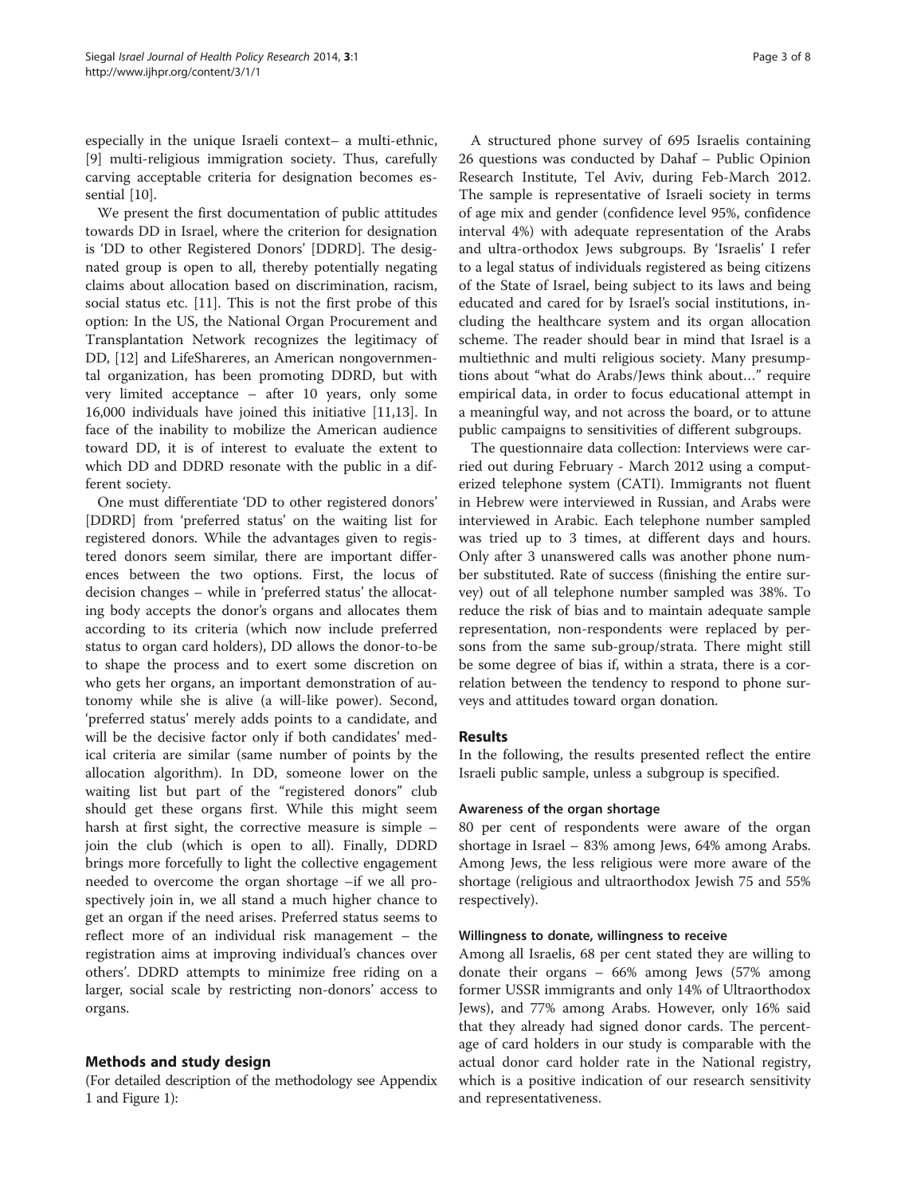especially in the unique Israeli context– a multi-ethnic, [9] multi-religious immigration society. Thus, carefully carving acceptable criteria for designation becomes essential [10].

We present the first documentation of public attitudes towards DD in Israel, where the criterion for designation is 'DD to other Registered Donors' [DDRD]. The designated group is open to all, thereby potentially negating claims about allocation based on discrimination, racism, social status etc. [11]. This is not the first probe of this option: In the US, the National Organ Procurement and Transplantation Network recognizes the legitimacy of DD, [12] and LifeShareres, an American nongovernmental organization, has been promoting DDRD, but with very limited acceptance – after 10 years, only some 16,000 individuals have joined this initiative [11,13]. In face of the inability to mobilize the American audience toward DD, it is of interest to evaluate the extent to which DD and DDRD resonate with the public in a different society.

One must differentiate 'DD to other registered donors' [DDRD] from 'preferred status' on the waiting list for registered donors. While the advantages given to registered donors seem similar, there are important differences between the two options. First, the locus of decision changes – while in 'preferred status' the allocating body accepts the donor's organs and allocates them according to its criteria (which now include preferred status to organ card holders), DD allows the donor-to-be to shape the process and to exert some discretion on who gets her organs, an important demonstration of autonomy while she is alive (a will-like power). Second, 'preferred status' merely adds points to a candidate, and will be the decisive factor only if both candidates' medical criteria are similar (same number of points by the allocation algorithm). In DD, someone lower on the waiting list but part of the "registered donors" club should get these organs first. While this might seem harsh at first sight, the corrective measure is simple – join the club (which is open to all). Finally, DDRD brings more forcefully to light the collective engagement needed to overcome the organ shortage –if we all prospectively join in, we all stand a much higher chance to get an organ if the need arises. Preferred status seems to reflect more of an individual risk management – the registration aims at improving individual's chances over others'. DDRD attempts to minimize free riding on a larger, social scale by restricting non-donors' access to organs.

## Methods and study design

(For detailed description of the methodology see Appendix 1 and Figure 1):

A structured phone survey of 695 Israelis containing 26 questions was conducted by Dahaf – Public Opinion Research Institute, Tel Aviv, during Feb-March 2012. The sample is representative of Israeli society in terms of age mix and gender (confidence level 95%, confidence interval 4%) with adequate representation of the Arabs and ultra-orthodox Jews subgroups. By 'Israelis' I refer to a legal status of individuals registered as being citizens of the State of Israel, being subject to its laws and being educated and cared for by Israel's social institutions, including the healthcare system and its organ allocation scheme. The reader should bear in mind that Israel is a multiethnic and multi religious society. Many presumptions about "what do Arabs/Jews think about…" require empirical data, in order to focus educational attempt in a meaningful way, and not across the board, or to attune public campaigns to sensitivities of different subgroups.

The questionnaire data collection: Interviews were carried out during February - March 2012 using a computerized telephone system (CATI). Immigrants not fluent in Hebrew were interviewed in Russian, and Arabs were interviewed in Arabic. Each telephone number sampled was tried up to 3 times, at different days and hours. Only after 3 unanswered calls was another phone number substituted. Rate of success (finishing the entire survey) out of all telephone number sampled was 38%. To reduce the risk of bias and to maintain adequate sample representation, non-respondents were replaced by persons from the same sub-group/strata. There might still be some degree of bias if, within a strata, there is a correlation between the tendency to respond to phone surveys and attitudes toward organ donation.

## Results

In the following, the results presented reflect the entire Israeli public sample, unless a subgroup is specified.

### Awareness of the organ shortage

80 per cent of respondents were aware of the organ shortage in Israel – 83% among Jews, 64% among Arabs. Among Jews, the less religious were more aware of the shortage (religious and ultraorthodox Jewish 75 and 55% respectively).

### Willingness to donate, willingness to receive

Among all Israelis, 68 per cent stated they are willing to donate their organs – 66% among Jews (57% among former USSR immigrants and only 14% of Ultraorthodox Jews), and 77% among Arabs. However, only 16% said that they already had signed donor cards. The percentage of card holders in our study is comparable with the actual donor card holder rate in the National registry, which is a positive indication of our research sensitivity and representativeness.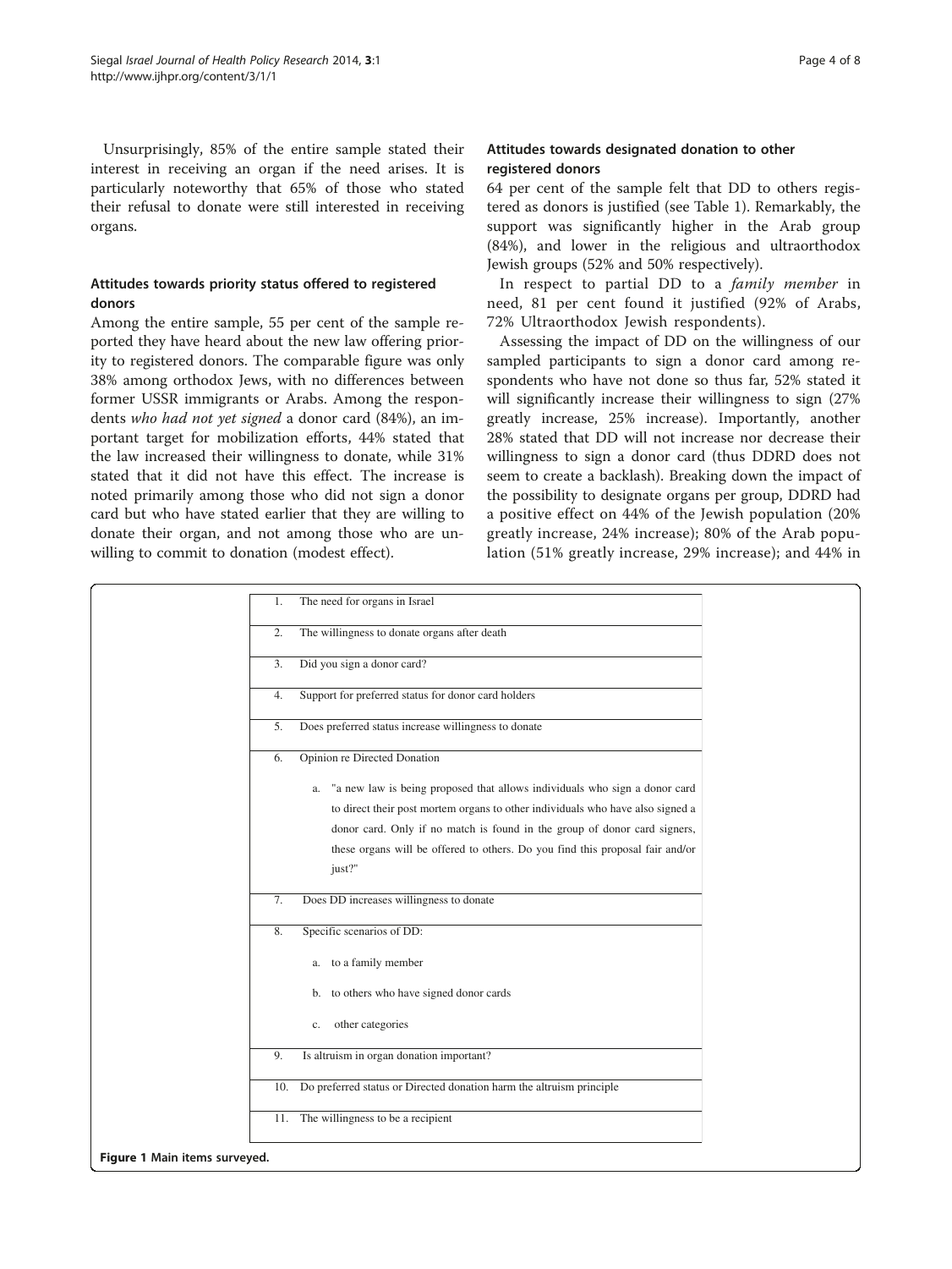Unsurprisingly, 85% of the entire sample stated their interest in receiving an organ if the need arises. It is particularly noteworthy that 65% of those who stated their refusal to donate were still interested in receiving organs.

### Attitudes towards priority status offered to registered donors

Among the entire sample, 55 per cent of the sample reported they have heard about the new law offering priority to registered donors. The comparable figure was only 38% among orthodox Jews, with no differences between former USSR immigrants or Arabs. Among the respondents *who had not yet signed* a donor card (84%), an important target for mobilization efforts, 44% stated that the law increased their willingness to donate, while 31% stated that it did not have this effect. The increase is noted primarily among those who did not sign a donor card but who have stated earlier that they are willing to donate their organ, and not among those who are unwilling to commit to donation (modest effect).

### Attitudes towards designated donation to other registered donors

64 per cent of the sample felt that DD to others registered as donors is justified (see Table 1). Remarkably, the support was significantly higher in the Arab group (84%), and lower in the religious and ultraorthodox Jewish groups (52% and 50% respectively).

In respect to partial DD to a *family member* in need, 81 per cent found it justified (92% of Arabs, 72% Ultraorthodox Jewish respondents).

Assessing the impact of DD on the willingness of our sampled participants to sign a donor card among respondents who have not done so thus far, 52% stated it will significantly increase their willingness to sign (27% greatly increase, 25% increase). Importantly, another 28% stated that DD will not increase nor decrease their willingness to sign a donor card (thus DDRD does not seem to create a backlash). Breaking down the impact of the possibility to designate organs per group, DDRD had a positive effect on 44% of the Jewish population (20% greatly increase, 24% increase); 80% of the Arab population (51% greatly increase, 29% increase); and 44% in

1. The need for organs in Israel
2. The willingness to donate organs after death
3. Did you sign a donor card?
4. Support for preferred status for donor card holders
5. Does preferred status increase willingness to donate
6. Opinion re Directed Donation
   a. "a new law is being proposed that allows individuals who sign a donor card to direct their post mortem organs to other individuals who have also signed a donor card. Only if no match is found in the group of donor card signers, these organs will be offered to others. Do you find this proposal fair and/or just?"
7. Does DD increases willingness to donate
8. Specific scenarios of DD:
   a. to a family member
   b. to others who have signed donor cards
   c. other categories
9. Is altruism in organ donation important?
10. Do preferred status or Directed donation harm the altruism principle
11. The willingness to be a recipient

**Figure 1** Main items surveyed.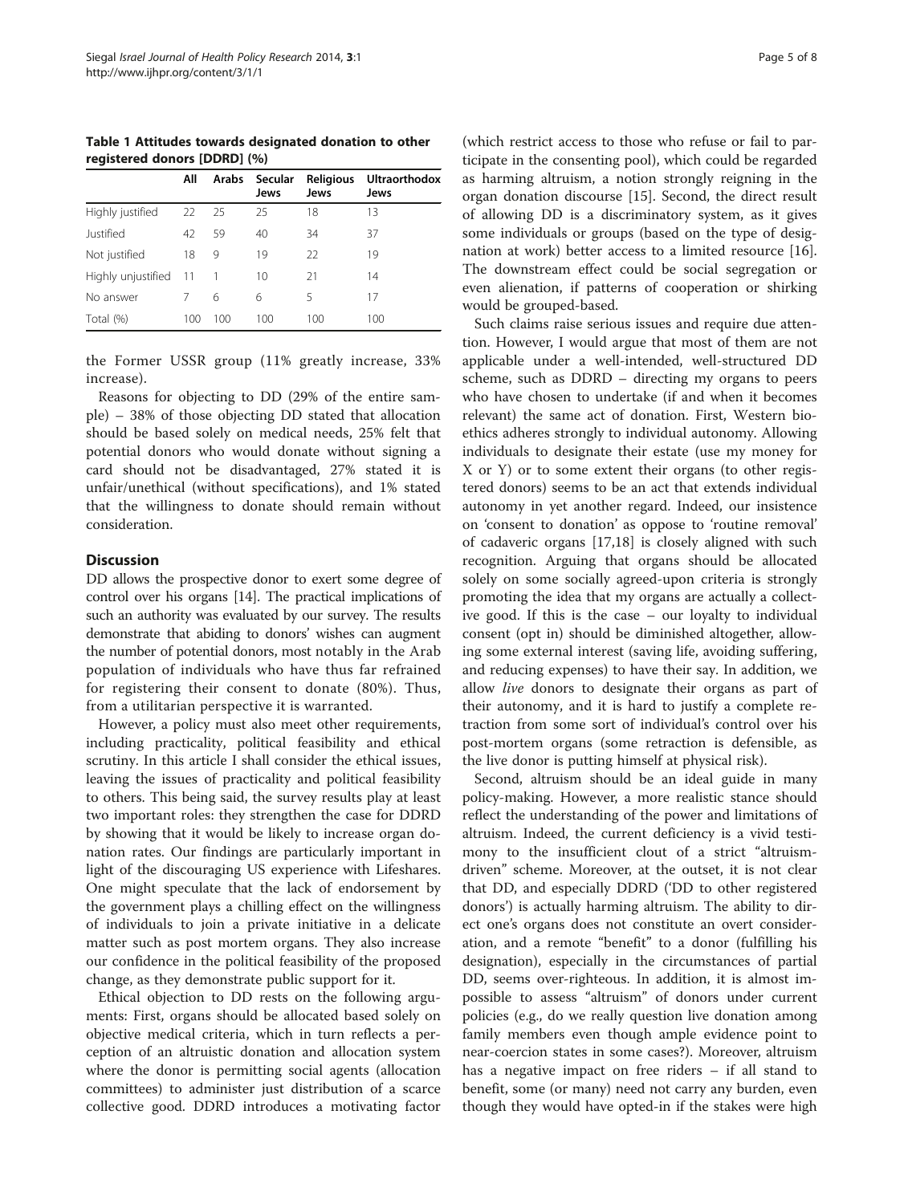**Table 1 Attitudes towards designated donation to other registered donors [DDRD] (%)**

| | All | Arabs | Secular Jews | Religious Jews | Ultraorthodox Jews |
|---|---|---|---|---|---|
| Highly justified | 22 | 25 | 25 | 18 | 13 |
| Justified | 42 | 59 | 40 | 34 | 37 |
| Not justified | 18 | 9 | 19 | 22 | 19 |
| Highly unjustified | 11 | 1 | 10 | 21 | 14 |
| No answer | 7 | 6 | 6 | 5 | 17 |
| Total (%) | 100 | 100 | 100 | 100 | 100 |

the Former USSR group (11% greatly increase, 33% increase).

Reasons for objecting to DD (29% of the entire sample) – 38% of those objecting DD stated that allocation should be based solely on medical needs, 25% felt that potential donors who would donate without signing a card should not be disadvantaged, 27% stated it is unfair/unethical (without specifications), and 1% stated that the willingness to donate should remain without consideration.

## Discussion

DD allows the prospective donor to exert some degree of control over his organs [14]. The practical implications of such an authority was evaluated by our survey. The results demonstrate that abiding to donors' wishes can augment the number of potential donors, most notably in the Arab population of individuals who have thus far refrained for registering their consent to donate (80%). Thus, from a utilitarian perspective it is warranted.

However, a policy must also meet other requirements, including practicality, political feasibility and ethical scrutiny. In this article I shall consider the ethical issues, leaving the issues of practicality and political feasibility to others. This being said, the survey results play at least two important roles: they strengthen the case for DDRD by showing that it would be likely to increase organ donation rates. Our findings are particularly important in light of the discouraging US experience with Lifeshares. One might speculate that the lack of endorsement by the government plays a chilling effect on the willingness of individuals to join a private initiative in a delicate matter such as post mortem organs. They also increase our confidence in the political feasibility of the proposed change, as they demonstrate public support for it.

Ethical objection to DD rests on the following arguments: First, organs should be allocated based solely on objective medical criteria, which in turn reflects a perception of an altruistic donation and allocation system where the donor is permitting social agents (allocation committees) to administer just distribution of a scarce collective good. DDRD introduces a motivating factor (which restrict access to those who refuse or fail to participate in the consenting pool), which could be regarded as harming altruism, a notion strongly reigning in the organ donation discourse [15]. Second, the direct result of allowing DD is a discriminatory system, as it gives some individuals or groups (based on the type of designation at work) better access to a limited resource [16]. The downstream effect could be social segregation or even alienation, if patterns of cooperation or shirking would be grouped-based.

Such claims raise serious issues and require due attention. However, I would argue that most of them are not applicable under a well-intended, well-structured DD scheme, such as DDRD – directing my organs to peers who have chosen to undertake (if and when it becomes relevant) the same act of donation. First, Western bioethics adheres strongly to individual autonomy. Allowing individuals to designate their estate (use my money for X or Y) or to some extent their organs (to other registered donors) seems to be an act that extends individual autonomy in yet another regard. Indeed, our insistence on 'consent to donation' as oppose to 'routine removal' of cadaveric organs [17,18] is closely aligned with such recognition. Arguing that organs should be allocated solely on some socially agreed-upon criteria is strongly promoting the idea that my organs are actually a collective good. If this is the case – our loyalty to individual consent (opt in) should be diminished altogether, allowing some external interest (saving life, avoiding suffering, and reducing expenses) to have their say. In addition, we allow *live* donors to designate their organs as part of their autonomy, and it is hard to justify a complete retraction from some sort of individual's control over his post-mortem organs (some retraction is defensible, as the live donor is putting himself at physical risk).

Second, altruism should be an ideal guide in many policy-making. However, a more realistic stance should reflect the understanding of the power and limitations of altruism. Indeed, the current deficiency is a vivid testimony to the insufficient clout of a strict "altruism-driven" scheme. Moreover, at the outset, it is not clear that DD, and especially DDRD ('DD to other registered donors') is actually harming altruism. The ability to direct one's organs does not constitute an overt consideration, and a remote "benefit" to a donor (fulfilling his designation), especially in the circumstances of partial DD, seems over-righteous. In addition, it is almost impossible to assess "altruism" of donors under current policies (e.g., do we really question live donation among family members even though ample evidence point to near-coercion states in some cases?). Moreover, altruism has a negative impact on free riders – if all stand to benefit, some (or many) need not carry any burden, even though they would have opted-in if the stakes were high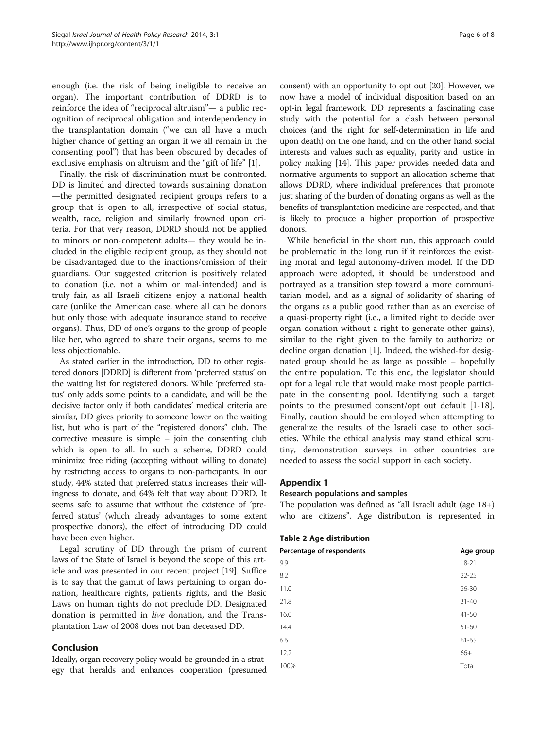enough (i.e. the risk of being ineligible to receive an organ). The important contribution of DDRD is to reinforce the idea of "reciprocal altruism"— a public recognition of reciprocal obligation and interdependency in the transplantation domain ("we can all have a much higher chance of getting an organ if we all remain in the consenting pool") that has been obscured by decades of exclusive emphasis on altruism and the "gift of life" [1].

Finally, the risk of discrimination must be confronted. DD is limited and directed towards sustaining donation —the permitted designated recipient groups refers to a group that is open to all, irrespective of social status, wealth, race, religion and similarly frowned upon criteria. For that very reason, DDRD should not be applied to minors or non-competent adults— they would be included in the eligible recipient group, as they should not be disadvantaged due to the inactions/omission of their guardians. Our suggested criterion is positively related to donation (i.e. not a whim or mal-intended) and is truly fair, as all Israeli citizens enjoy a national health care (unlike the American case, where all can be donors but only those with adequate insurance stand to receive organs). Thus, DD of one's organs to the group of people like her, who agreed to share their organs, seems to me less objectionable.

As stated earlier in the introduction, DD to other registered donors [DDRD] is different from 'preferred status' on the waiting list for registered donors. While 'preferred status' only adds some points to a candidate, and will be the decisive factor only if both candidates' medical criteria are similar, DD gives priority to someone lower on the waiting list, but who is part of the "registered donors" club. The corrective measure is simple – join the consenting club which is open to all. In such a scheme, DDRD could minimize free riding (accepting without willing to donate) by restricting access to organs to non-participants. In our study, 44% stated that preferred status increases their willingness to donate, and 64% felt that way about DDRD. It seems safe to assume that without the existence of 'preferred status' (which already advantages to some extent prospective donors), the effect of introducing DD could have been even higher.

Legal scrutiny of DD through the prism of current laws of the State of Israel is beyond the scope of this article and was presented in our recent project [19]. Suffice is to say that the gamut of laws pertaining to organ donation, healthcare rights, patients rights, and the Basic Laws on human rights do not preclude DD. Designated donation is permitted in *live* donation, and the Transplantation Law of 2008 does not ban deceased DD.

## Conclusion

Ideally, organ recovery policy would be grounded in a strategy that heralds and enhances cooperation (presumed consent) with an opportunity to opt out [20]. However, we now have a model of individual disposition based on an opt-in legal framework. DD represents a fascinating case study with the potential for a clash between personal choices (and the right for self-determination in life and upon death) on the one hand, and on the other hand social interests and values such as equality, parity and justice in policy making [14]. This paper provides needed data and normative arguments to support an allocation scheme that allows DDRD, where individual preferences that promote just sharing of the burden of donating organs as well as the benefits of transplantation medicine are respected, and that is likely to produce a higher proportion of prospective donors.

While beneficial in the short run, this approach could be problematic in the long run if it reinforces the existing moral and legal autonomy-driven model. If the DD approach were adopted, it should be understood and portrayed as a transition step toward a more communitarian model, and as a signal of solidarity of sharing of the organs as a public good rather than as an exercise of a quasi-property right (i.e., a limited right to decide over organ donation without a right to generate other gains), similar to the right given to the family to authorize or decline organ donation [1]. Indeed, the wished-for designated group should be as large as possible – hopefully the entire population. To this end, the legislator should opt for a legal rule that would make most people participate in the consenting pool. Identifying such a target points to the presumed consent/opt out default [1-18]. Finally, caution should be employed when attempting to generalize the results of the Israeli case to other societies. While the ethical analysis may stand ethical scrutiny, demonstration surveys in other countries are needed to assess the social support in each society.

## Appendix 1

### Research populations and samples

The population was defined as "all Israeli adult (age 18+) who are citizens". Age distribution is represented in

**Table 2 Age distribution**

| Percentage of respondents | Age group |
|---|---|
| 9.9 | 18-21 |
| 8.2 | 22-25 |
| 11.0 | 26-30 |
| 21.8 | 31-40 |
| 16.0 | 41-50 |
| 14.4 | 51-60 |
| 6.6 | 61-65 |
| 12.2 | 66+ |
| 100% | Total |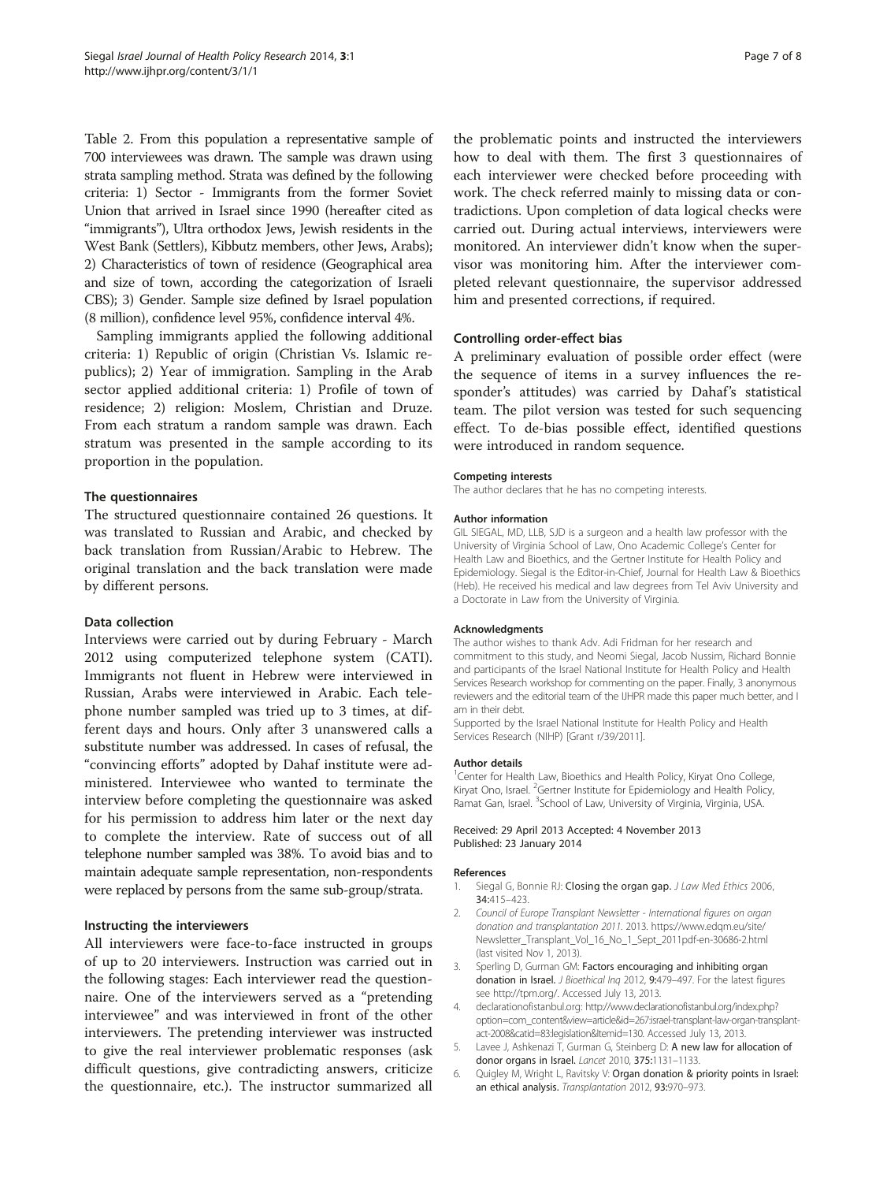Table 2. From this population a representative sample of 700 interviewees was drawn. The sample was drawn using strata sampling method. Strata was defined by the following criteria: 1) Sector - Immigrants from the former Soviet Union that arrived in Israel since 1990 (hereafter cited as "immigrants"), Ultra orthodox Jews, Jewish residents in the West Bank (Settlers), Kibbutz members, other Jews, Arabs); 2) Characteristics of town of residence (Geographical area and size of town, according the categorization of Israeli CBS); 3) Gender. Sample size defined by Israel population (8 million), confidence level 95%, confidence interval 4%.

Sampling immigrants applied the following additional criteria: 1) Republic of origin (Christian Vs. Islamic republics); 2) Year of immigration. Sampling in the Arab sector applied additional criteria: 1) Profile of town of residence; 2) religion: Moslem, Christian and Druze. From each stratum a random sample was drawn. Each stratum was presented in the sample according to its proportion in the population.

### The questionnaires

The structured questionnaire contained 26 questions. It was translated to Russian and Arabic, and checked by back translation from Russian/Arabic to Hebrew. The original translation and the back translation were made by different persons.

### Data collection

Interviews were carried out by during February - March 2012 using computerized telephone system (CATI). Immigrants not fluent in Hebrew were interviewed in Russian, Arabs were interviewed in Arabic. Each telephone number sampled was tried up to 3 times, at different days and hours. Only after 3 unanswered calls a substitute number was addressed. In cases of refusal, the "convincing efforts" adopted by Dahaf institute were administered. Interviewee who wanted to terminate the interview before completing the questionnaire was asked for his permission to address him later or the next day to complete the interview. Rate of success out of all telephone number sampled was 38%. To avoid bias and to maintain adequate sample representation, non-respondents were replaced by persons from the same sub-group/strata.

### Instructing the interviewers

All interviewers were face-to-face instructed in groups of up to 20 interviewers. Instruction was carried out in the following stages: Each interviewer read the questionnaire. One of the interviewers served as a "pretending interviewee" and was interviewed in front of the other interviewers. The pretending interviewer was instructed to give the real interviewer problematic responses (ask difficult questions, give contradicting answers, criticize the questionnaire, etc.). The instructor summarized all the problematic points and instructed the interviewers how to deal with them. The first 3 questionnaires of each interviewer were checked before proceeding with work. The check referred mainly to missing data or contradictions. Upon completion of data logical checks were carried out. During actual interviews, interviewers were monitored. An interviewer didn't know when the supervisor was monitoring him. After the interviewer completed relevant questionnaire, the supervisor addressed him and presented corrections, if required.

### Controlling order-effect bias

A preliminary evaluation of possible order effect (were the sequence of items in a survey influences the responder's attitudes) was carried by Dahaf's statistical team. The pilot version was tested for such sequencing effect. To de-bias possible effect, identified questions were introduced in random sequence.

#### Competing interests

The author declares that he has no competing interests.

#### Author information

GIL SIEGAL, MD, LLB, SJD is a surgeon and a health law professor with the University of Virginia School of Law, Ono Academic College's Center for Health Law and Bioethics, and the Gertner Institute for Health Policy and Epidemiology. Siegal is the Editor-in-Chief, Journal for Health Law & Bioethics (Heb). He received his medical and law degrees from Tel Aviv University and a Doctorate in Law from the University of Virginia.

#### Acknowledgments

The author wishes to thank Adv. Adi Fridman for her research and commitment to this study, and Neomi Siegal, Jacob Nussim, Richard Bonnie and participants of the Israel National Institute for Health Policy and Health Services Research workshop for commenting on the paper. Finally, 3 anonymous reviewers and the editorial team of the IJHPR made this paper much better, and I am in their debt.

Supported by the Israel National Institute for Health Policy and Health Services Research (NIHP) [Grant r/39/2011].

#### Author details

[1]Center for Health Law, Bioethics and Health Policy, Kiryat Ono College, Kiryat Ono, Israel. [2]Gertner Institute for Epidemiology and Health Policy, Ramat Gan, Israel. [3]School of Law, University of Virginia, Virginia, USA.

Received: 29 April 2013 Accepted: 4 November 2013
Published: 23 January 2014

#### References

1. Siegal G, Bonnie RJ: **Closing the organ gap.** *J Law Med Ethics* 2006, **34:**415–423.
2. *Council of Europe Transplant Newsletter - International figures on organ donation and transplantation 2011.* 2013. https://www.edqm.eu/site/Newsletter_Transplant_Vol_16_No_1_Sept_2011pdf-en-30686-2.html (last visited Nov 1, 2013).
3. Sperling D, Gurman GM: **Factors encouraging and inhibiting organ donation in Israel.** *J Bioethical Inq* 2012, **9:**479–497. For the latest figures see http://tpm.org/. Accessed July 13, 2013.
4. declarationofistanbul.org: http://www.declarationofistanbul.org/index.php?option=com_content&view=article&id=267:israel-transplant-law-organ-transplant-act-2008&catid=83:legislation&Itemid=130. Accessed July 13, 2013.
5. Lavee J, Ashkenazi T, Gurman G, Steinberg D: **A new law for allocation of donor organs in Israel.** *Lancet* 2010, **375:**1131–1133.
6. Quigley M, Wright L, Ravitsky V: **Organ donation & priority points in Israel: an ethical analysis.** *Transplantation* 2012, **93:**970–973.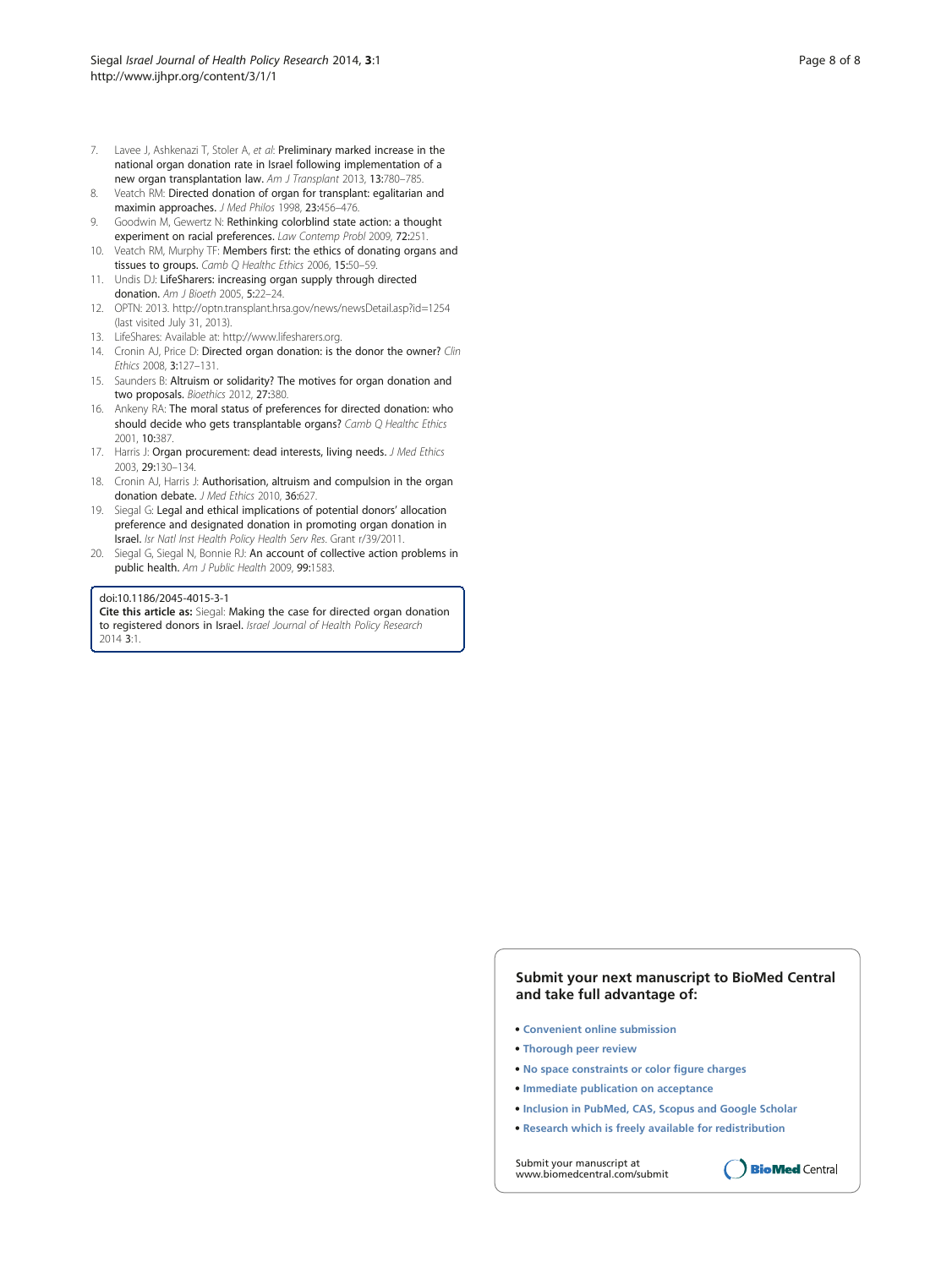7. Lavee J, Ashkenazi T, Stoler A, *et al*: **Preliminary marked increase in the national organ donation rate in Israel following implementation of a new organ transplantation law.** *Am J Transplant* 2013, **13**:780–785.
8. Veatch RM: **Directed donation of organ for transplant: egalitarian and maximin approaches.** *J Med Philos* 1998, **23**:456–476.
9. Goodwin M, Gewertz N: **Rethinking colorblind state action: a thought experiment on racial preferences.** *Law Contemp Probl* 2009, **72**:251.
10. Veatch RM, Murphy TF: **Members first: the ethics of donating organs and tissues to groups.** *Camb Q Healthc Ethics* 2006, **15**:50–59.
11. Undis DJ: **LifeSharers: increasing organ supply through directed donation.** *Am J Bioeth* 2005, **5**:22–24.
12. OPTN: 2013. http://optn.transplant.hrsa.gov/news/newsDetail.asp?id=1254 (last visited July 31, 2013).
13. LifeShares: Available at: http://www.lifesharers.org.
14. Cronin AJ, Price D: **Directed organ donation: is the donor the owner?** *Clin Ethics* 2008, **3**:127–131.
15. Saunders B: **Altruism or solidarity? The motives for organ donation and two proposals.** *Bioethics* 2012, **27**:380.
16. Ankeny RA: **The moral status of preferences for directed donation: who should decide who gets transplantable organs?** *Camb Q Healthc Ethics* 2001, **10**:387.
17. Harris J: **Organ procurement: dead interests, living needs.** *J Med Ethics* 2003, **29**:130–134.
18. Cronin AJ, Harris J: **Authorisation, altruism and compulsion in the organ donation debate.** *J Med Ethics* 2010, **36**:627.
19. Siegal G: **Legal and ethical implications of potential donors' allocation preference and designated donation in promoting organ donation in Israel.** *Isr Natl Inst Health Policy Health Serv Res*. Grant r/39/2011.
20. Siegal G, Siegal N, Bonnie RJ: **An account of collective action problems in public health.** *Am J Public Health* 2009, **99**:1583.

doi:10.1186/2045-4015-3-1

**Cite this article as:** Siegal: Making the case for directed organ donation to registered donors in Israel. *Israel Journal of Health Policy Research* 2014 **3**:1.

**Submit your next manuscript to BioMed Central and take full advantage of:**

- **Convenient online submission**
- **Thorough peer review**
- **No space constraints or color figure charges**
- **Immediate publication on acceptance**
- **Inclusion in PubMed, CAS, Scopus and Google Scholar**
- **Research which is freely available for redistribution**

Submit your manuscript at www.biomedcentral.com/submit